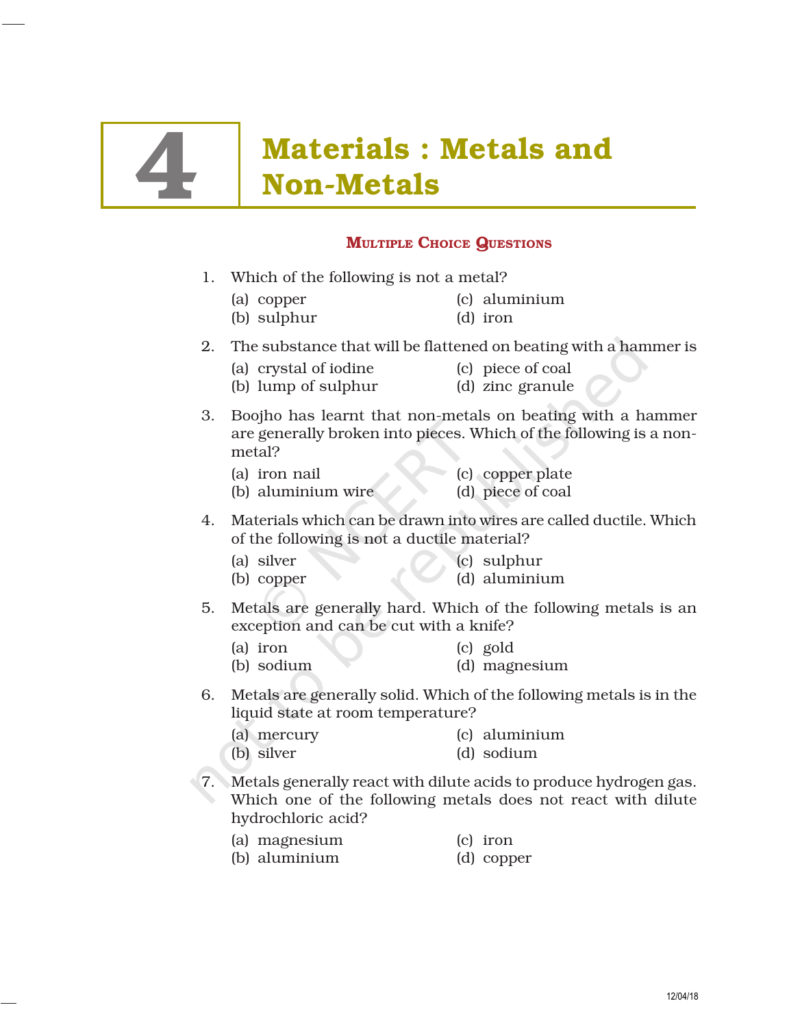# 4 Materials : Metals and Non-Metals

## Multiple Choice Questions

1. Which of the following is not a metal?

   (a) copper
   (b) sulphur
   (c) aluminium
   (d) iron

2. The substance that will be flattened on beating with a hammer is

   (a) crystal of iodine
   (b) lump of sulphur
   (c) piece of coal
   (d) zinc granule

3. Boojho has learnt that non-metals on beating with a hammer are generally broken into pieces. Which of the following is a non-metal?

   (a) iron nail
   (b) aluminium wire
   (c) copper plate
   (d) piece of coal

4. Materials which can be drawn into wires are called ductile. Which of the following is not a ductile material?

   (a) silver
   (b) copper
   (c) sulphur
   (d) aluminium

5. Metals are generally hard. Which of the following metals is an exception and can be cut with a knife?

   (a) iron
   (b) sodium
   (c) gold
   (d) magnesium

6. Metals are generally solid. Which of the following metals is in the liquid state at room temperature?

   (a) mercury
   (b) silver
   (c) aluminium
   (d) sodium

7. Metals generally react with dilute acids to produce hydrogen gas. Which one of the following metals does not react with dilute hydrochloric acid?

   (a) magnesium
   (b) aluminium
   (c) iron
   (d) copper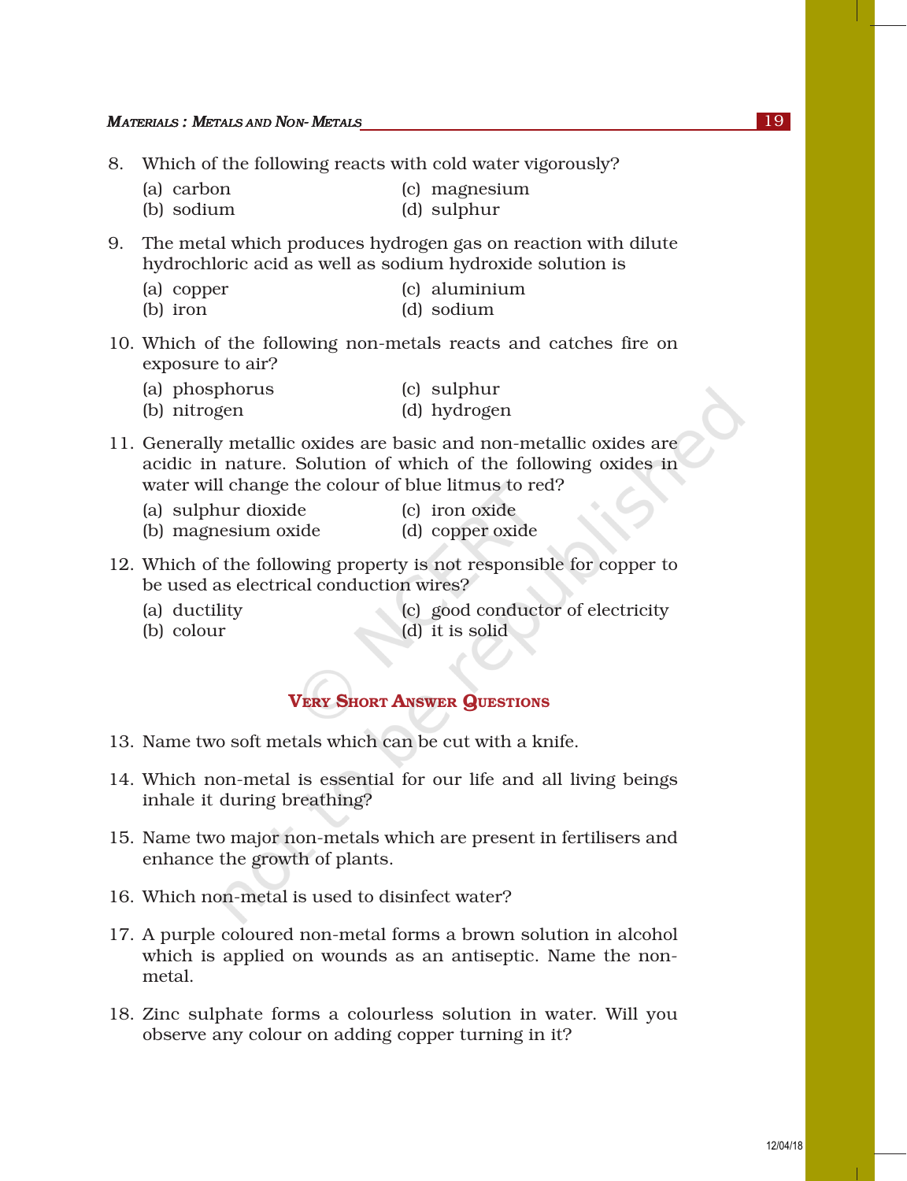8. Which of the following reacts with cold water vigorously?

   (a) carbon
   (b) sodium
   (c) magnesium
   (d) sulphur

9. The metal which produces hydrogen gas on reaction with dilute hydrochloric acid as well as sodium hydroxide solution is

   (a) copper
   (b) iron
   (c) aluminium
   (d) sodium

10. Which of the following non-metals reacts and catches fire on exposure to air?

    (a) phosphorus
    (b) nitrogen
    (c) sulphur
    (d) hydrogen

11. Generally metallic oxides are basic and non-metallic oxides are acidic in nature. Solution of which of the following oxides in water will change the colour of blue litmus to red?

    (a) sulphur dioxide
    (b) magnesium oxide
    (c) iron oxide
    (d) copper oxide

12. Which of the following property is not responsible for copper to be used as electrical conduction wires?

    (a) ductility
    (b) colour
    (c) good conductor of electricity
    (d) it is solid

## Very Short Answer Questions

13. Name two soft metals which can be cut with a knife.

14. Which non-metal is essential for our life and all living beings inhale it during breathing?

15. Name two major non-metals which are present in fertilisers and enhance the growth of plants.

16. Which non-metal is used to disinfect water?

17. A purple coloured non-metal forms a brown solution in alcohol which is applied on wounds as an antiseptic. Name the non-metal.

18. Zinc sulphate forms a colourless solution in water. Will you observe any colour on adding copper turning in it?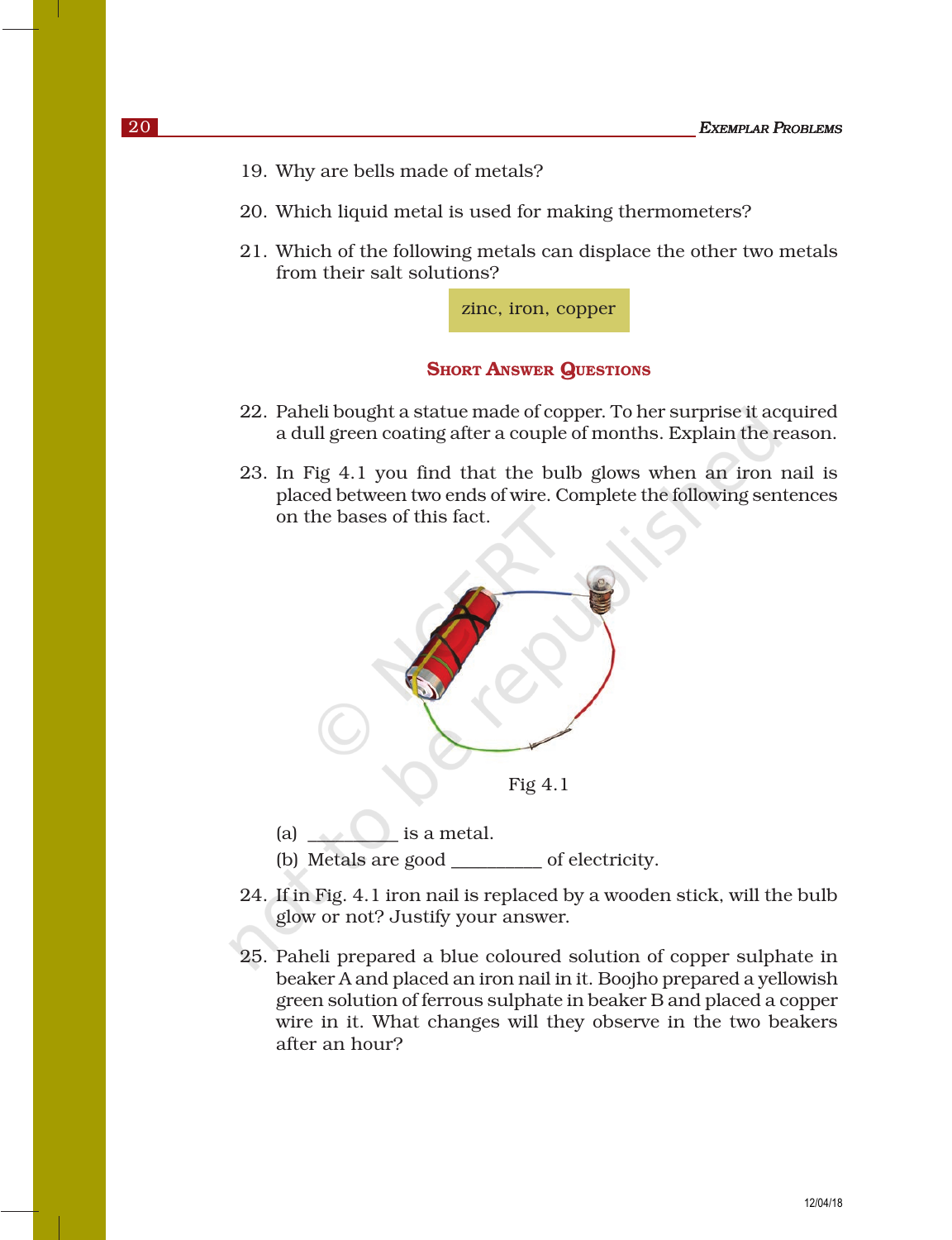19. Why are bells made of metals?

20. Which liquid metal is used for making thermometers?

21. Which of the following metals can displace the other two metals from their salt solutions?

zinc, iron, copper

## Short Answer Questions

22. Paheli bought a statue made of copper. To her surprise it acquired a dull green coating after a couple of months. Explain the reason.

23. In Fig 4.1 you find that the bulb glows when an iron nail is placed between two ends of wire. Complete the following sentences on the bases of this fact.

Fig 4.1

(a) _________ is a metal.

(b) Metals are good _________ of electricity.

24. If in Fig. 4.1 iron nail is replaced by a wooden stick, will the bulb glow or not? Justify your answer.

25. Paheli prepared a blue coloured solution of copper sulphate in beaker A and placed an iron nail in it. Boojho prepared a yellowish green solution of ferrous sulphate in beaker B and placed a copper wire in it. What changes will they observe in the two beakers after an hour?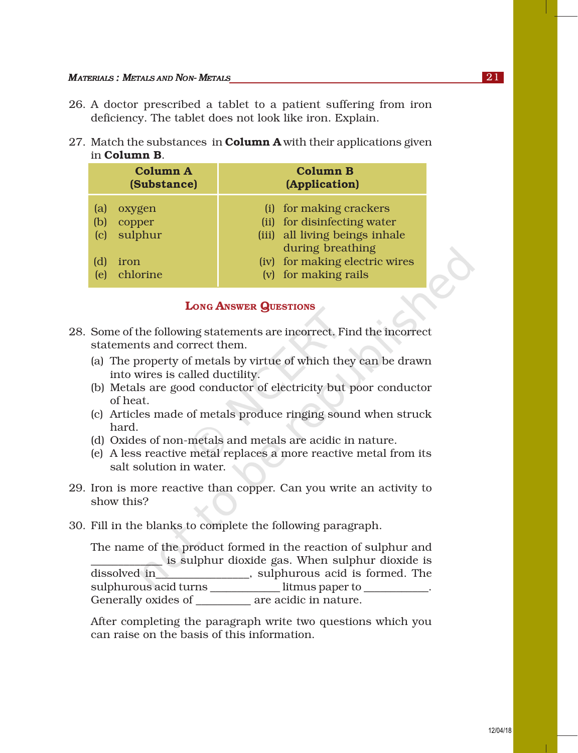26. A doctor prescribed a tablet to a patient suffering from iron deficiency. The tablet does not look like iron. Explain.

27. Match the substances in **Column A** with their applications given in **Column B**.

| Column A (Substance) | Column B (Application) |
|---|---|
| (a) oxygen | (i) for making crackers |
| (b) copper | (ii) for disinfecting water |
| (c) sulphur | (iii) all living beings inhale during breathing |
| (d) iron | (iv) for making electric wires |
| (e) chlorine | (v) for making rails |

## Long Answer Questions

28. Some of the following statements are incorrect. Find the incorrect statements and correct them.
    - (a) The property of metals by virtue of which they can be drawn into wires is called ductility.
    - (b) Metals are good conductor of electricity but poor conductor of heat.
    - (c) Articles made of metals produce ringing sound when struck hard.
    - (d) Oxides of non-metals and metals are acidic in nature.
    - (e) A less reactive metal replaces a more reactive metal from its salt solution in water.

29. Iron is more reactive than copper. Can you write an activity to show this?

30. Fill in the blanks to complete the following paragraph.

    The name of the product formed in the reaction of sulphur and ____________ is sulphur dioxide gas. When sulphur dioxide is dissolved in________________, sulphurous acid is formed. The sulphurous acid turns ____________ litmus paper to ___________. Generally oxides of _________ are acidic in nature.

    After completing the paragraph write two questions which you can raise on the basis of this information.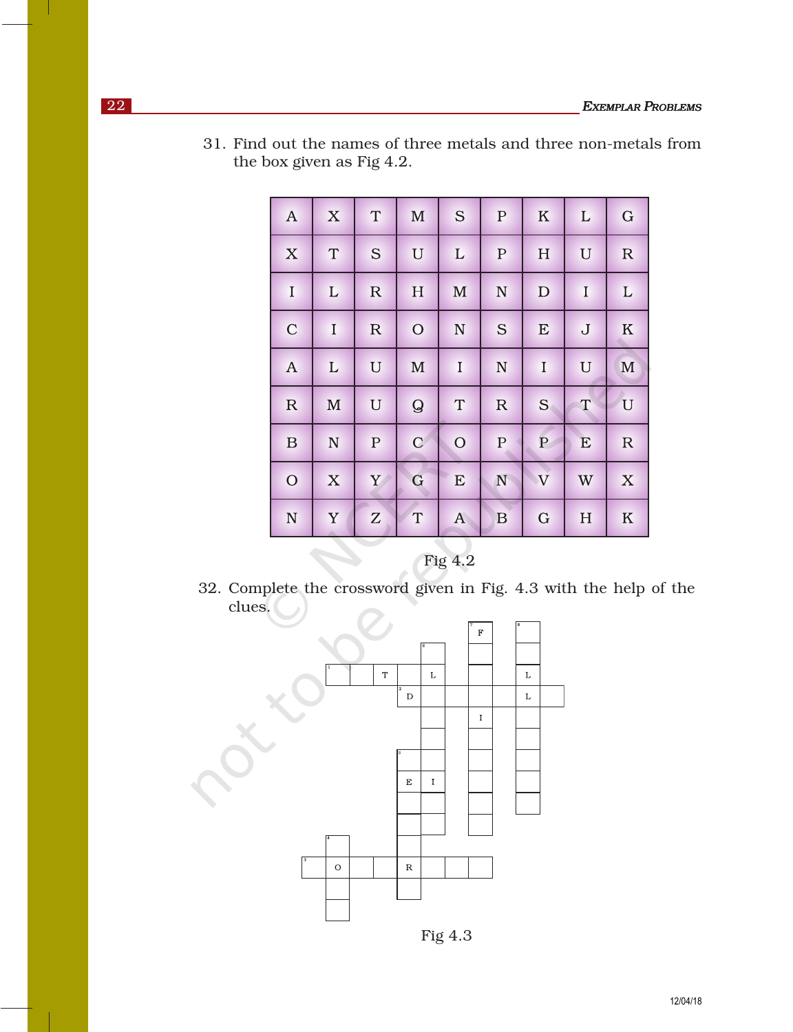31. Find out the names of three metals and three non-metals from the box given as Fig 4.2.

| | | | | | | | | |
|---|---|---|---|---|---|---|---|---|
| A | X | T | M | S | P | K | L | G |
| X | T | S | U | L | P | H | U | R |
| I | L | R | H | M | N | D | I | L |
| C | I | R | O | N | S | E | J | K |
| A | L | U | M | I | N | I | U | M |
| R | M | U | Q | T | R | S | T | U |
| B | N | P | C | O | P | P | E | R |
| O | X | Y | G | E | N | V | W | X |
| N | Y | Z | T | A | B | G | H | K |

Fig 4.2

32. Complete the crossword given in Fig. 4.3 with the help of the clues.

Fig 4.3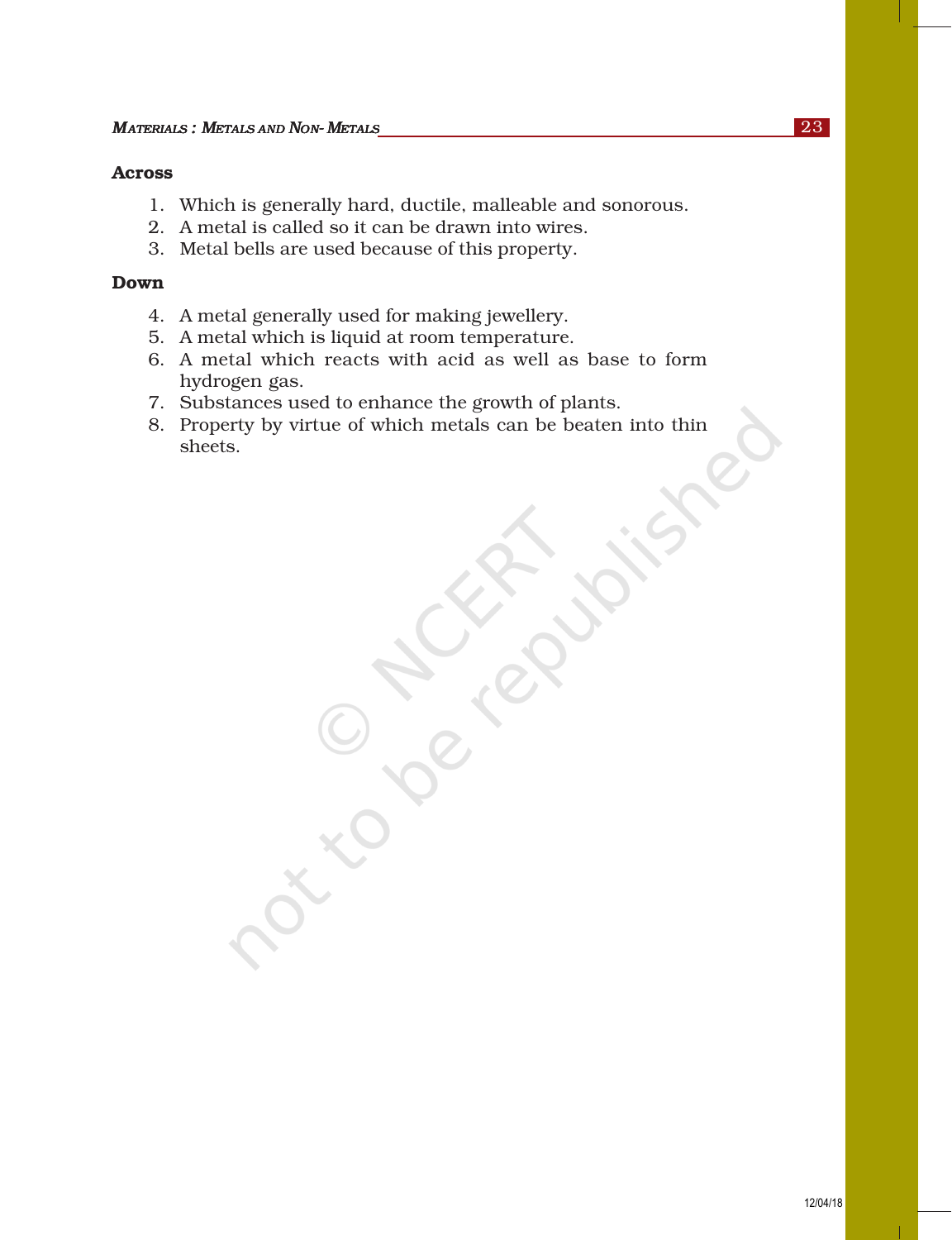**Across**

1. Which is generally hard, ductile, malleable and sonorous.
2. A metal is called so it can be drawn into wires.
3. Metal bells are used because of this property.

**Down**

4. A metal generally used for making jewellery.
5. A metal which is liquid at room temperature.
6. A metal which reacts with acid as well as base to form hydrogen gas.
7. Substances used to enhance the growth of plants.
8. Property by virtue of which metals can be beaten into thin sheets.